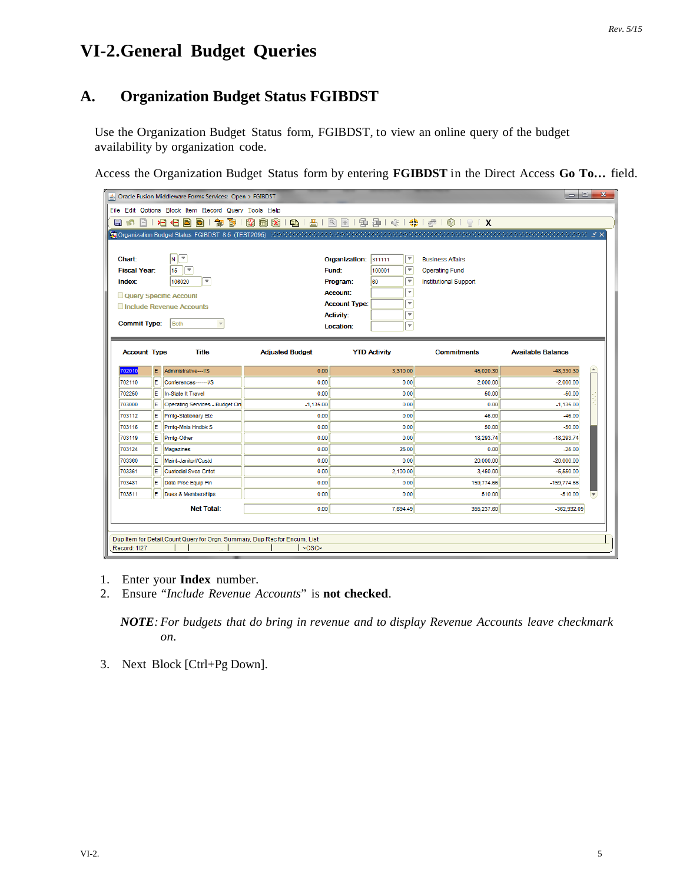# VI-2.General Budget Queries

## A. Organization Budget Status FGIBDST

Use the Organization Budget Status form, FGIBDST, to view an online query of the budget availability by organization code.

Access the Organization Budget Status form by entering **FGIBDST** in the Direct Access **Go To…** field.

1. Enter your **Index** number.
2. Ensure "*Include Revenue Accounts*" is **not checked**.

   ***NOTE****: For budgets that do bring in revenue and to display Revenue Accounts leave checkmark on.*

3. Next Block [Ctrl+Pg Down].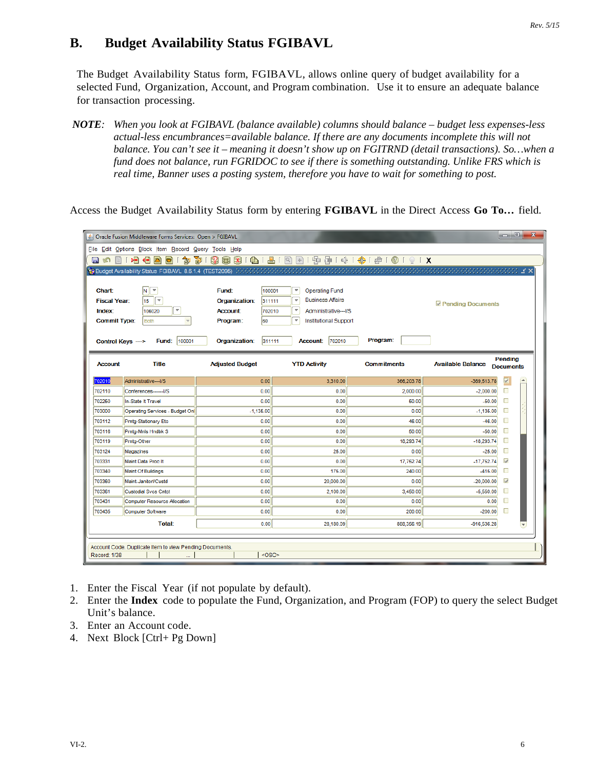## B. Budget Availability Status FGIBAVL

The Budget Availability Status form, FGIBAVL, allows online query of budget availability for a selected Fund, Organization, Account, and Program combination. Use it to ensure an adequate balance for transaction processing.

**NOTE**: *When you look at FGIBAVL (balance available) columns should balance – budget less expenses-less actual-less encumbrances=available balance. If there are any documents incomplete this will not balance. You can't see it – meaning it doesn't show up on FGITRND (detail transactions). So…when a fund does not balance, run FGRIDOC to see if there is something outstanding. Unlike FRS which is real time, Banner uses a posting system, therefore you have to wait for something to post.*

Access the Budget Availability Status form by entering **FGIBAVL** in the Direct Access **Go To…** field.

Budget Availability Status FGIBAVL 8.6.1.4 (TEST2096)

Chart: N | Fiscal Year: 15 | Index: 106020 | Commit Type: Both

Fund: 100001 Operating Fund | Organization: 311111 Business Affairs | Account: 702010 Administrative—I/S | Program: 60 Institutional Support

☑ Pending Documents

Control Keys —> Fund: 100001 | Organization: 311111 | Account: 702010 | Program:

| Account | Title | Adjusted Budget | YTD Activity | Commitments | Available Balance | Pending Documents |
|---|---|---|---|---|---|---|
| 702010 | Administrative—I/S | 0.00 | 3,310.00 | 366,203.78 | -369,513.78 | ☑ |
| 702110 | Conferences——I/S | 0.00 | 0.00 | 2,000.00 | -2,000.00 | ☐ |
| 702250 | In-State It Travel | 0.00 | 0.00 | 50.00 | -50.00 | ☐ |
| 703000 | Operating Services - Budget Onl | -1,136.00 | 0.00 | 0.00 | -1,136.00 | ☐ |
| 703112 | Prntg-Stationary Etc | 0.00 | 0.00 | 46.00 | -46.00 | ☐ |
| 703118 | Prntg-Mnls Hndbk S | 0.00 | 0.00 | 50.00 | -50.00 | ☐ |
| 703119 | Prntg-Other | 0.00 | 0.00 | 18,293.74 | -18,293.74 | ☐ |
| 703124 | Magazines | 0.00 | 25.00 | 0.00 | -25.00 | ☐ |
| 703331 | Maint Data Proc It | 0.00 | 0.00 | 17,752.74 | -17,752.74 | ☑ |
| 703340 | Maint Of Buildings | 0.00 | 175.00 | 240.00 | -415.00 | ☐ |
| 703360 | Maint-Janitor/Custd | 0.00 | 20,000.00 | 0.00 | -20,000.00 | ☑ |
| 703361 | Custodial Svcs Cntct | 0.00 | 2,100.00 | 3,450.00 | -5,550.00 | ☐ |
| 703431 | Computer Resource Allocation | 0.00 | 0.00 | 0.00 | 0.00 | ☐ |
| 703435 | Computer Software | 0.00 | 0.00 | 200.00 | -200.00 | ☐ |
| | Total: | 0.00 | 28,180.09 | 888,356.19 | -916,536.28 | |

Account Code. Duplicate Item to view Pending Documents.
Record: 1/38

1. Enter the Fiscal Year (if not populate by default).
2. Enter the **Index** code to populate the Fund, Organization, and Program (FOP) to query the select Budget Unit's balance.
3. Enter an Account code.
4. Next Block [Ctrl+ Pg Down]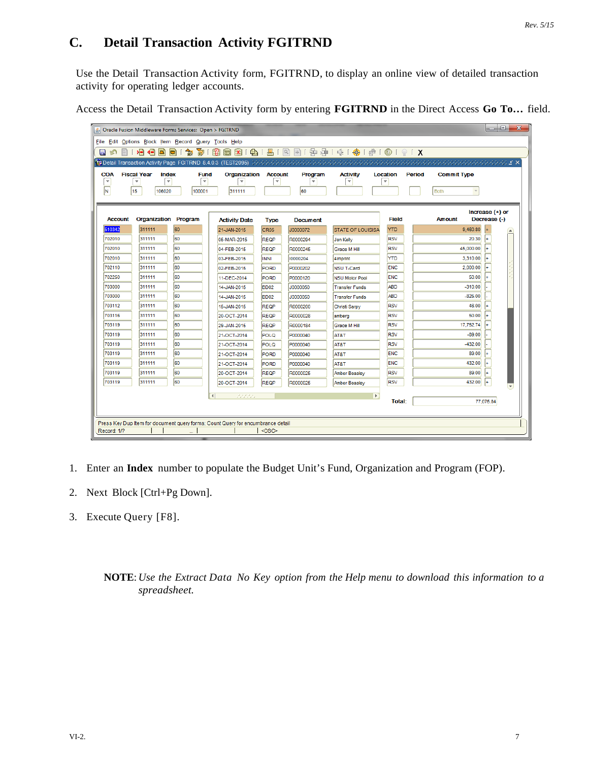## C. Detail Transaction Activity FGITRND

Use the Detail Transaction Activity form, FGITRND, to display an online view of detailed transaction activity for operating ledger accounts.

Access the Detail Transaction Activity form by entering **FGITRND** in the Direct Access **Go To…** field.

1. Enter an **Index** number to populate the Budget Unit's Fund, Organization and Program (FOP).
2. Next Block [Ctrl+Pg Down].
3. Execute Query [F8].

**NOTE**: *Use the Extract Data No Key option from the Help menu to download this information to a spreadsheet.*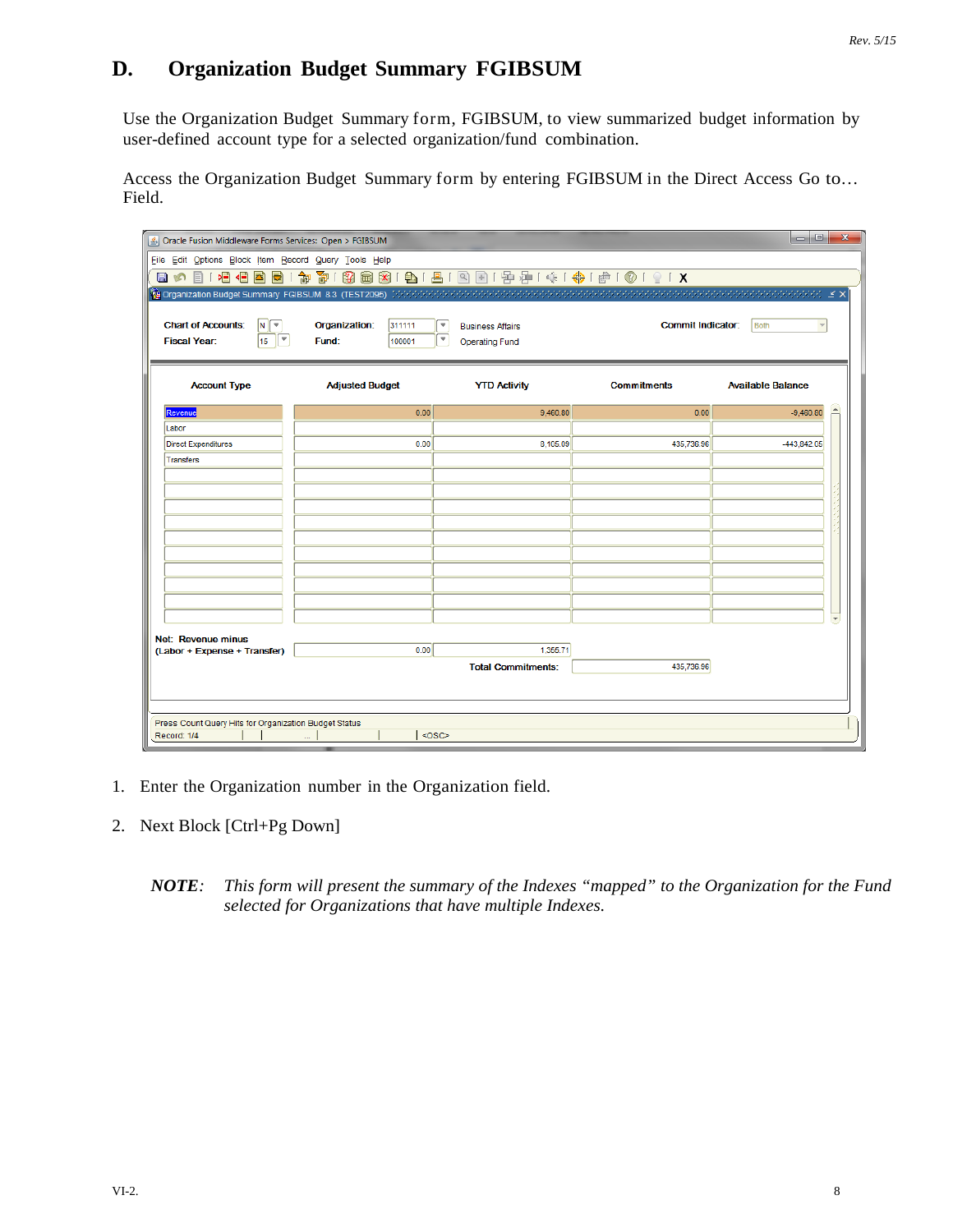## D. Organization Budget Summary FGIBSUM

Use the Organization Budget Summary form, FGIBSUM, to view summarized budget information by user-defined account type for a selected organization/fund combination.

Access the Organization Budget Summary form by entering FGIBSUM in the Direct Access Go to… Field.

1. Enter the Organization number in the Organization field.

2. Next Block [Ctrl+Pg Down]

> ***NOTE****:* *This form will present the summary of the Indexes "mapped" to the Organization for the Fund selected for Organizations that have multiple Indexes.*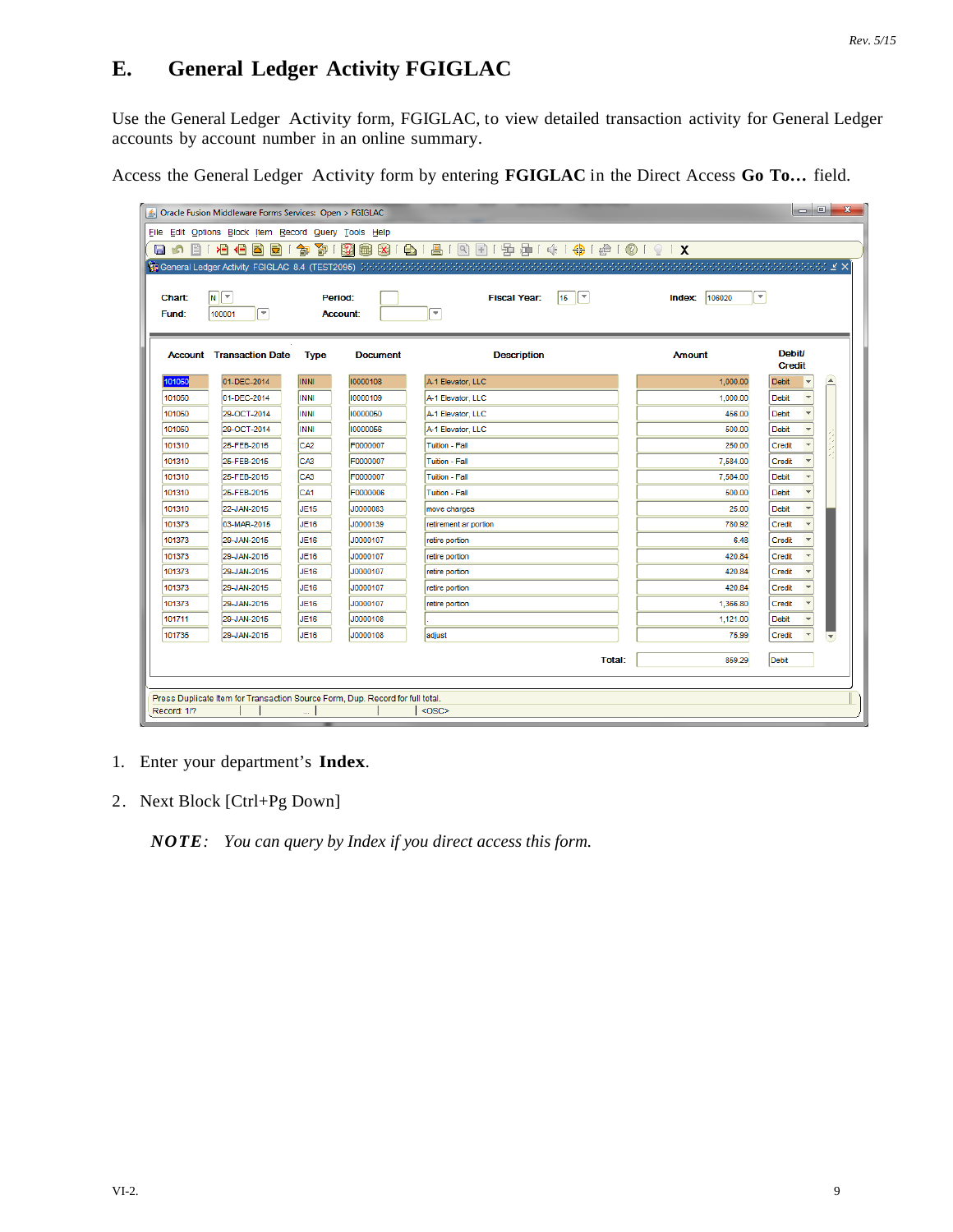## E. General Ledger Activity FGIGLAC

Use the General Ledger Activity form, FGIGLAC, to view detailed transaction activity for General Ledger accounts by account number in an online summary.

Access the General Ledger Activity form by entering **FGIGLAC** in the Direct Access **Go To…** field.

Oracle Fusion Middleware Forms Services: Open > FGIGLAC

General Ledger Activity FGIGLAC 8.4 (TEST2096)

Chart: N  Period:  Fiscal Year: 15  Index: 106020

Fund: 100001  Account:

| Account | Transaction Date | Type | Document | Description | Amount | Debit/ Credit |
|---|---|---|---|---|---|---|
| 101050 | 01-DEC-2014 | INNI | I0000108 | A-1 Elevator, LLC | 1,000.00 | Debit |
| 101050 | 01-DEC-2014 | INNI | I0000109 | A-1 Elevator, LLC | 1,000.00 | Debit |
| 101050 | 29-OCT-2014 | INNI | I0000050 | A-1 Elevator, LLC | 456.00 | Debit |
| 101050 | 29-OCT-2014 | INNI | I0000056 | A-1 Elevator, LLC | 500.00 | Debit |
| 101310 | 25-FEB-2015 | CA2 | F0000007 | Tuition - Fall | 250.00 | Credit |
| 101310 | 25-FEB-2015 | CA3 | F0000007 | Tuition - Fall | 7,584.00 | Credit |
| 101310 | 25-FEB-2015 | CA3 | F0000007 | Tuition - Fall | 7,584.00 | Debit |
| 101310 | 25-FEB-2015 | CA1 | F0000006 | Tuition - Fall | 500.00 | Debit |
| 101310 | 22-JAN-2015 | JE15 | J0000083 | move charges | 25.00 | Debit |
| 101373 | 03-MAR-2015 | JE16 | J0000139 | retirement er portion | 780.92 | Credit |
| 101373 | 29-JAN-2015 | JE16 | J0000107 | retire portion | 6.48 | Credit |
| 101373 | 29-JAN-2015 | JE16 | J0000107 | retire portion | 420.84 | Credit |
| 101373 | 29-JAN-2015 | JE16 | J0000107 | retire portion | 420.84 | Credit |
| 101373 | 29-JAN-2015 | JE16 | J0000107 | retire portion | 420.84 | Credit |
| 101373 | 29-JAN-2015 | JE16 | J0000107 | retire portion | 1,366.80 | Credit |
| 101711 | 29-JAN-2015 | JE16 | J0000108 | . | 1,121.00 | Debit |
| 101735 | 29-JAN-2015 | JE16 | J0000108 | adjust | 75.99 | Credit |
| | | | | Total: | 859.29 | Debit |

Press Duplicate Item for Transaction Source Form, Dup. Record for full total.
Record: 1/? <OSC>

1. Enter your department's **Index**.

2. Next Block [Ctrl+Pg Down]

   ***NOTE****: You can query by Index if you direct access this form.*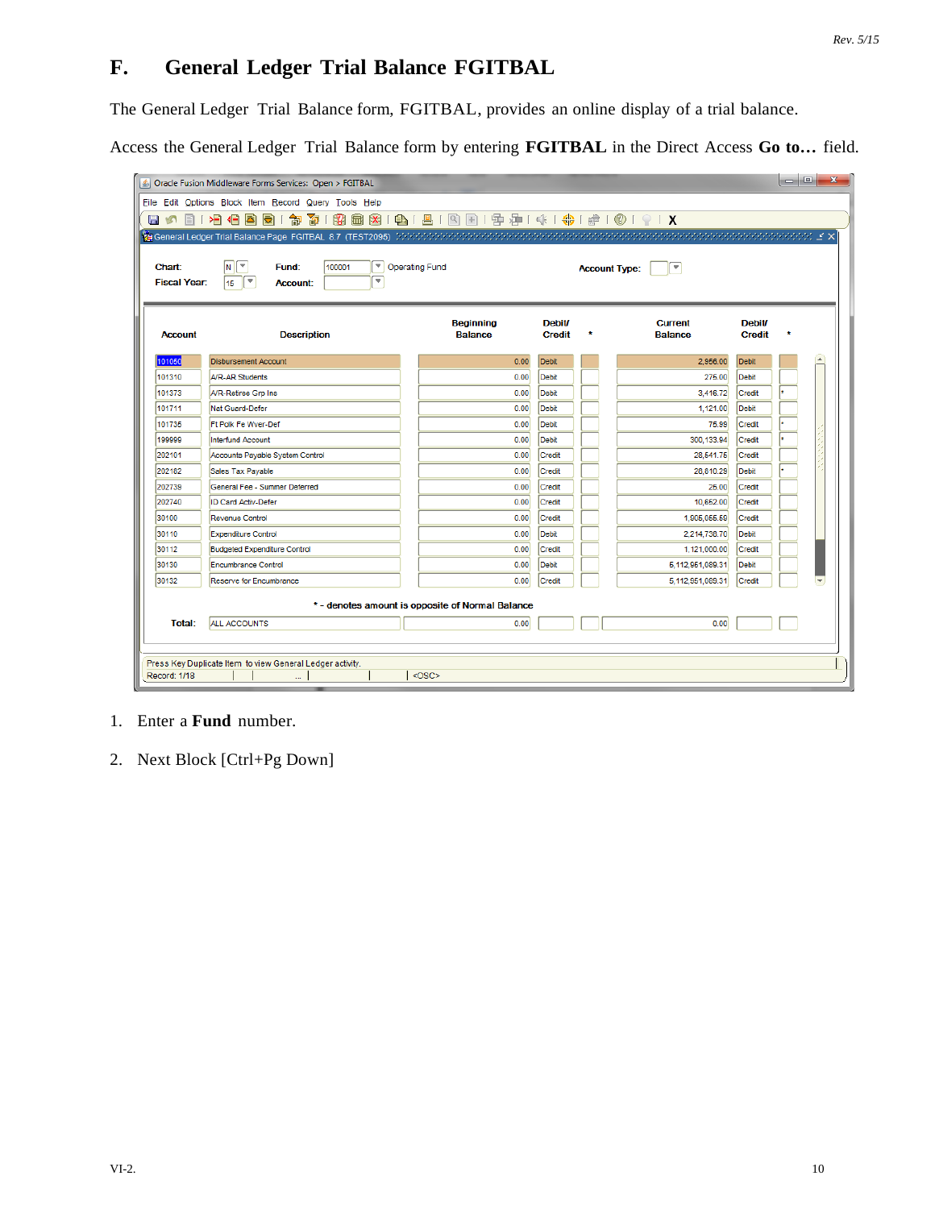# F. General Ledger Trial Balance FGITBAL

The General Ledger Trial Balance form, FGITBAL, provides an online display of a trial balance.

Access the General Ledger Trial Balance form by entering **FGITBAL** in the Direct Access **Go to…** field.

Oracle Fusion Middleware Forms Services: Open > FGITBAL

General Ledger Trial Balance Page FGITBAL 8.7 (TEST2096)

Chart: N Fund: 100001 Operating Fund Account Type:
Fiscal Year: 15 Account:

| Account | Description | Beginning Balance | Debit/ Credit | * | Current Balance | Debit/ Credit | * |
|---|---|---|---|---|---|---|---|
| 101050 | Disbursement Account | 0.00 | Debit | | 2,956.00 | Debit | |
| 101310 | A/R-AR Students | 0.00 | Debit | | 275.00 | Debit | |
| 101373 | A/R-Retiree Grp Ins | 0.00 | Debit | | 3,416.72 | Credit | * |
| 101711 | Nat Guard-Defer | 0.00 | Debit | | 1,121.00 | Debit | |
| 101735 | Ft Polk Fe Wver-Def | 0.00 | Debit | | 75.99 | Credit | * |
| 199999 | Interfund Account | 0.00 | Debit | | 300,133.94 | Credit | * |
| 202101 | Accounts Payable System Control | 0.00 | Credit | | 28,541.75 | Credit | |
| 202182 | Sales Tax Payable | 0.00 | Credit | | 28,810.29 | Debit | * |
| 202739 | General Fee - Summer Deferred | 0.00 | Credit | | 25.00 | Credit | |
| 202740 | ID Card Activ-Defer | 0.00 | Credit | | 10,652.00 | Credit | |
| 30100 | Revenue Control | 0.00 | Credit | | 1,905,055.59 | Credit | |
| 30110 | Expenditure Control | 0.00 | Debit | | 2,214,738.70 | Debit | |
| 30112 | Budgeted Expenditure Control | 0.00 | Credit | | 1,121,000.00 | Credit | |
| 30130 | Encumbrance Control | 0.00 | Debit | | 5,112,951,089.31 | Debit | |
| 30132 | Reserve for Encumbrance | 0.00 | Credit | | 5,112,951,089.31 | Credit | |

\* - denotes amount is opposite of Normal Balance

Total: ALL ACCOUNTS 0.00 0.00

Press Key Duplicate Item to view General Ledger activity.
Record: 1/18 <OSC>

1. Enter a **Fund** number.

2. Next Block [Ctrl+Pg Down]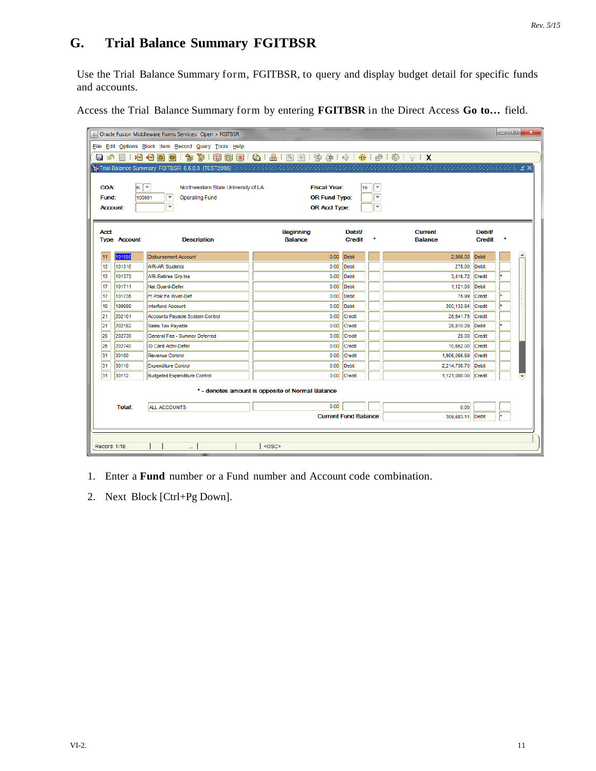## G. Trial Balance Summary FGITBSR

Use the Trial Balance Summary form, FGITBSR, to query and display budget detail for specific funds and accounts.

Access the Trial Balance Summary form by entering **FGITBSR** in the Direct Access **Go to…** field.

1. Enter a **Fund** number or a Fund number and Account code combination.
2. Next Block [Ctrl+Pg Down].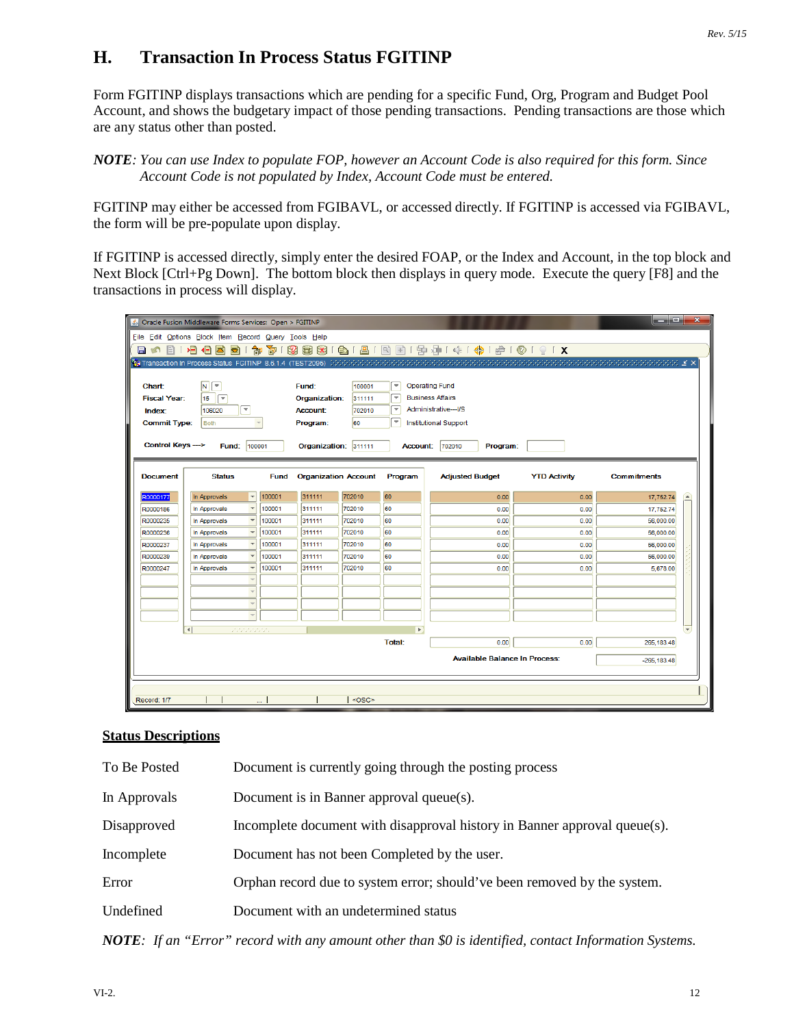## H. Transaction In Process Status FGITINP

Form FGITINP displays transactions which are pending for a specific Fund, Org, Program and Budget Pool Account, and shows the budgetary impact of those pending transactions. Pending transactions are those which are any status other than posted.

***NOTE**: You can use Index to populate FOP, however an Account Code is also required for this form. Since Account Code is not populated by Index, Account Code must be entered.*

FGITINP may either be accessed from FGIBAVL, or accessed directly. If FGITINP is accessed via FGIBAVL, the form will be pre-populate upon display.

If FGITINP is accessed directly, simply enter the desired FOAP, or the Index and Account, in the top block and Next Block [Ctrl+Pg Down]. The bottom block then displays in query mode. Execute the query [F8] and the transactions in process will display.

### Status Descriptions

| | |
|---|---|
| To Be Posted | Document is currently going through the posting process |
| In Approvals | Document is in Banner approval queue(s). |
| Disapproved | Incomplete document with disapproval history in Banner approval queue(s). |
| Incomplete | Document has not been Completed by the user. |
| Error | Orphan record due to system error; should've been removed by the system. |
| Undefined | Document with an undetermined status |

***NOTE**: If an "Error" record with any amount other than $0 is identified, contact Information Systems.*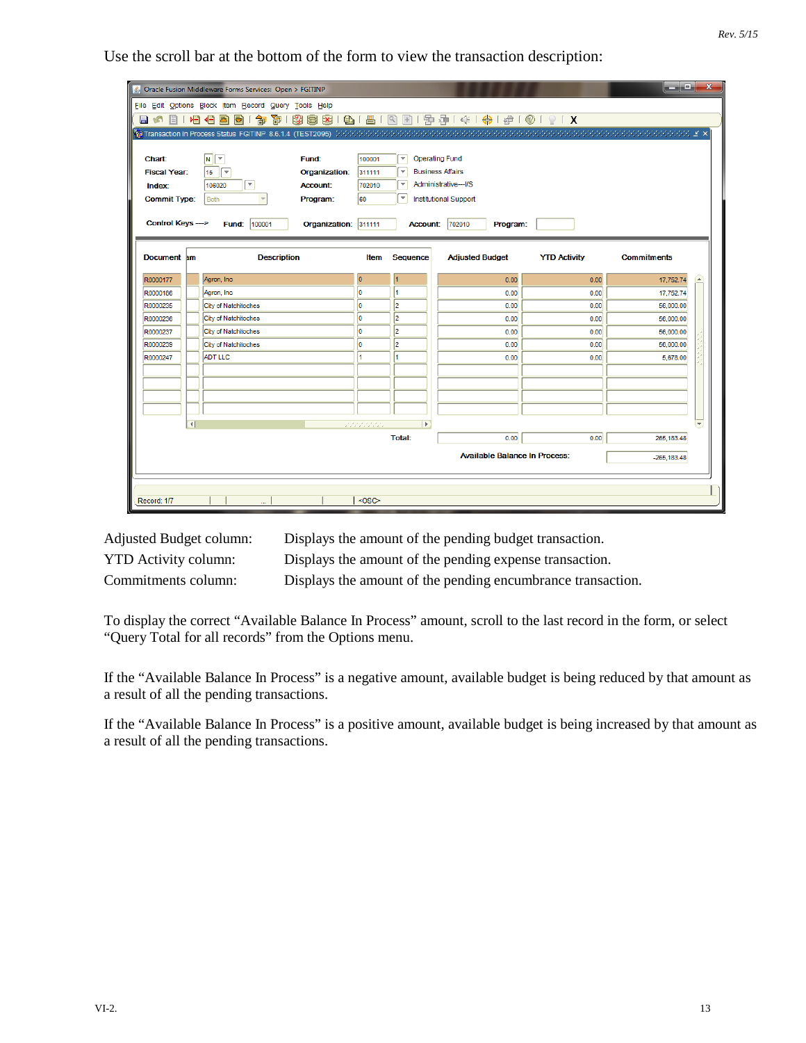Use the scroll bar at the bottom of the form to view the transaction description:

| | |
|---|---|
| Adjusted Budget column: | Displays the amount of the pending budget transaction. |
| YTD Activity column: | Displays the amount of the pending expense transaction. |
| Commitments column: | Displays the amount of the pending encumbrance transaction. |

To display the correct "Available Balance In Process" amount, scroll to the last record in the form, or select "Query Total for all records" from the Options menu.

If the "Available Balance In Process" is a negative amount, available budget is being reduced by that amount as a result of all the pending transactions.

If the "Available Balance In Process" is a positive amount, available budget is being increased by that amount as a result of all the pending transactions.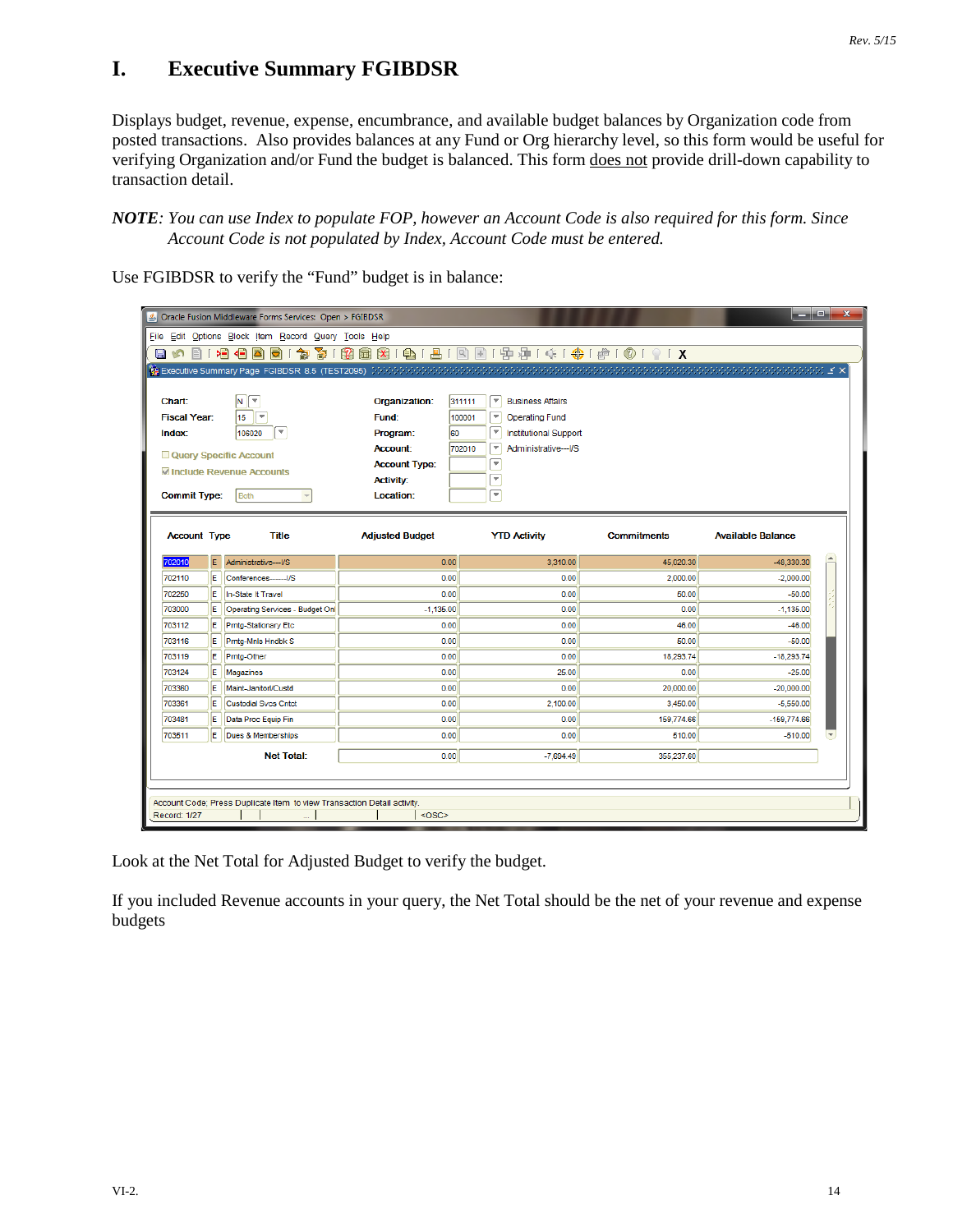# I. Executive Summary FGIBDSR

Displays budget, revenue, expense, encumbrance, and available budget balances by Organization code from posted transactions. Also provides balances at any Fund or Org hierarchy level, so this form would be useful for verifying Organization and/or Fund the budget is balanced. This form does not provide drill-down capability to transaction detail.

***NOTE**: You can use Index to populate FOP, however an Account Code is also required for this form. Since Account Code is not populated by Index, Account Code must be entered.*

Use FGIBDSR to verify the "Fund" budget is in balance:

Oracle Fusion Middleware Forms Services: Open > FGIBDSR

Executive Summary Page FGIBDSR 8.5 (TEST2096)

Chart: N
Fiscal Year: 15
Index: 106020
Query Specific Account
Include Revenue Accounts
Commit Type: Both

Organization: 311111 Business Affairs
Fund: 100001 Operating Fund
Program: 60 Institutional Support
Account: 702010 Administrative---I/S
Account Type:
Activity:
Location:

| Account | Type | Title | Adjusted Budget | YTD Activity | Commitments | Available Balance |
|---|---|---|---|---|---|---|
| 702010 | E | Administrative---I/S | 0.00 | 3,310.00 | 45,020.30 | -48,330.30 |
| 702110 | E | Conferences-------I/S | 0.00 | 0.00 | 2,000.00 | -2,000.00 |
| 702250 | E | In-State It Travel | 0.00 | 0.00 | 50.00 | -50.00 |
| 703000 | E | Operating Services - Budget Onl | -1,135.00 | 0.00 | 0.00 | -1,135.00 |
| 703112 | E | Prntg-Stationery Etc | 0.00 | 0.00 | 46.00 | -46.00 |
| 703116 | E | Prntg-Mnls Hndbk S | 0.00 | 0.00 | 50.00 | -50.00 |
| 703119 | E | Prntg-Other | 0.00 | 0.00 | 18,293.74 | -18,293.74 |
| 703124 | E | Magazines | 0.00 | 25.00 | 0.00 | -25.00 |
| 703360 | E | Maint-Janitor/Custd | 0.00 | 0.00 | 20,000.00 | -20,000.00 |
| 703361 | E | Custodial Svcs Cntct | 0.00 | 2,100.00 | 3,450.00 | -5,550.00 |
| 703481 | E | Data Proc Equip Fin | 0.00 | 0.00 | 159,774.66 | -159,774.66 |
| 703511 | E | Dues & Memberships | 0.00 | 0.00 | 510.00 | -510.00 |
| | | **Net Total:** | 0.00 | -7,694.49 | 355,237.60 | |

Account Code; Press Duplicate Item to view Transaction Detail activity.
Record: 1/27 <OSC>

Look at the Net Total for Adjusted Budget to verify the budget.

If you included Revenue accounts in your query, the Net Total should be the net of your revenue and expense budgets